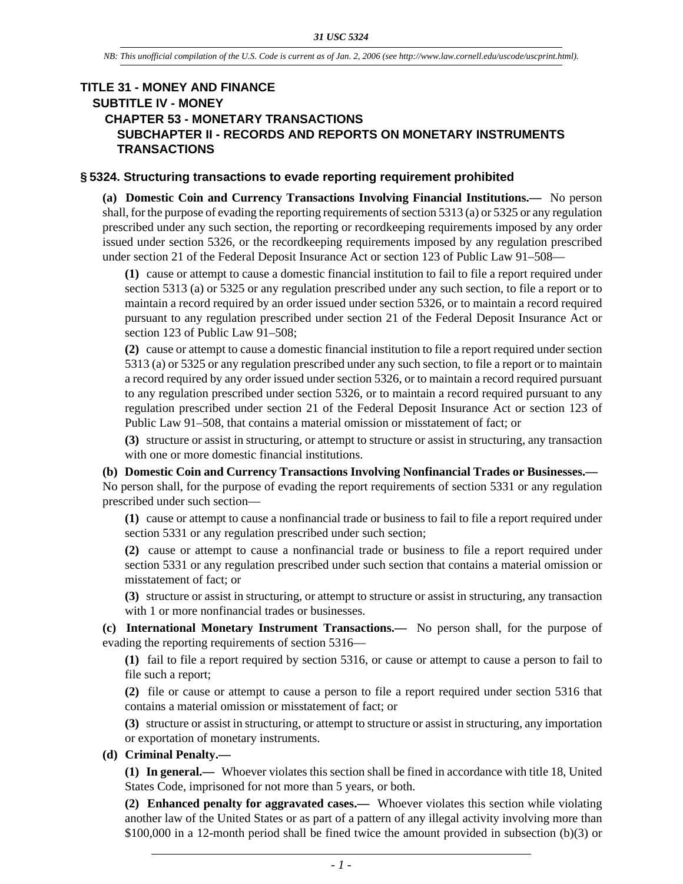# TITLE 31 - MONEY AND FINANCE

## SUBTITLE IV - MONEY

### CHAPTER 53 - MONETARY TRANSACTIONS

#### SUBCHAPTER II - RECORDS AND REPORTS ON MONETARY INSTRUMENTS TRANSACTIONS

### § 5324. Structuring transactions to evade reporting requirement prohibited

**(a) Domestic Coin and Currency Transactions Involving Financial Institutions.—** No person shall, for the purpose of evading the reporting requirements of section 5313 (a) or 5325 or any regulation prescribed under any such section, the reporting or recordkeeping requirements imposed by any order issued under section 5326, or the recordkeeping requirements imposed by any regulation prescribed under section 21 of the Federal Deposit Insurance Act or section 123 of Public Law 91–508—

**(1)** cause or attempt to cause a domestic financial institution to fail to file a report required under section 5313 (a) or 5325 or any regulation prescribed under any such section, to file a report or to maintain a record required by an order issued under section 5326, or to maintain a record required pursuant to any regulation prescribed under section 21 of the Federal Deposit Insurance Act or section 123 of Public Law 91–508;

**(2)** cause or attempt to cause a domestic financial institution to file a report required under section 5313 (a) or 5325 or any regulation prescribed under any such section, to file a report or to maintain a record required by any order issued under section 5326, or to maintain a record required pursuant to any regulation prescribed under section 5326, or to maintain a record required pursuant to any regulation prescribed under section 21 of the Federal Deposit Insurance Act or section 123 of Public Law 91–508, that contains a material omission or misstatement of fact; or

**(3)** structure or assist in structuring, or attempt to structure or assist in structuring, any transaction with one or more domestic financial institutions.

**(b) Domestic Coin and Currency Transactions Involving Nonfinancial Trades or Businesses.—** No person shall, for the purpose of evading the report requirements of section 5331 or any regulation prescribed under such section—

**(1)** cause or attempt to cause a nonfinancial trade or business to fail to file a report required under section 5331 or any regulation prescribed under such section;

**(2)** cause or attempt to cause a nonfinancial trade or business to file a report required under section 5331 or any regulation prescribed under such section that contains a material omission or misstatement of fact; or

**(3)** structure or assist in structuring, or attempt to structure or assist in structuring, any transaction with 1 or more nonfinancial trades or businesses.

**(c) International Monetary Instrument Transactions.—** No person shall, for the purpose of evading the reporting requirements of section 5316—

**(1)** fail to file a report required by section 5316, or cause or attempt to cause a person to fail to file such a report;

**(2)** file or cause or attempt to cause a person to file a report required under section 5316 that contains a material omission or misstatement of fact; or

**(3)** structure or assist in structuring, or attempt to structure or assist in structuring, any importation or exportation of monetary instruments.

**(d) Criminal Penalty.—**

**(1) In general.—** Whoever violates this section shall be fined in accordance with title 18, United States Code, imprisoned for not more than 5 years, or both.

**(2) Enhanced penalty for aggravated cases.—** Whoever violates this section while violating another law of the United States or as part of a pattern of any illegal activity involving more than $100,000 in a 12-month period shall be fined twice the amount provided in subsection (b)(3) or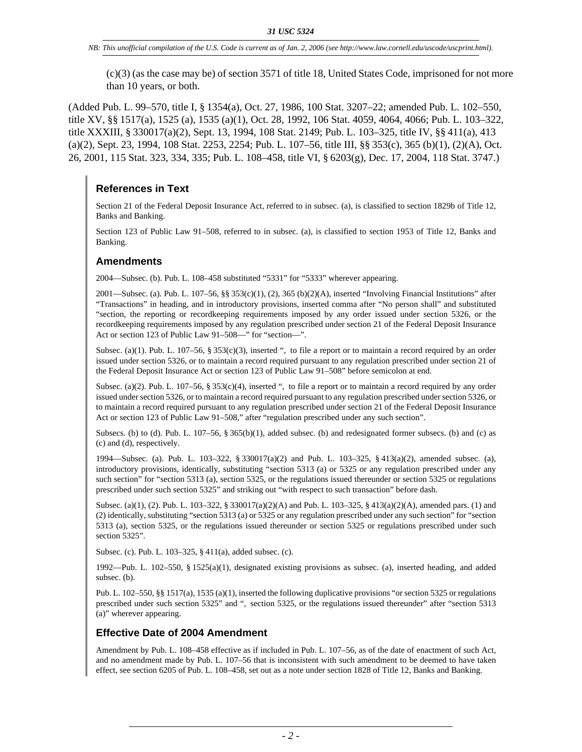(c)(3) (as the case may be) of section 3571 of title 18, United States Code, imprisoned for not more than 10 years, or both.

(Added Pub. L. 99–570, title I, § 1354(a), Oct. 27, 1986, 100 Stat. 3207–22; amended Pub. L. 102–550, title XV, §§ 1517(a), 1525 (a), 1535 (a)(1), Oct. 28, 1992, 106 Stat. 4059, 4064, 4066; Pub. L. 103–322, title XXXIII, § 330017(a)(2), Sept. 13, 1994, 108 Stat. 2149; Pub. L. 103–325, title IV, §§ 411(a), 413 (a)(2), Sept. 23, 1994, 108 Stat. 2253, 2254; Pub. L. 107–56, title III, §§ 353(c), 365 (b)(1), (2)(A), Oct. 26, 2001, 115 Stat. 323, 334, 335; Pub. L. 108–458, title VI, § 6203(g), Dec. 17, 2004, 118 Stat. 3747.)

### References in Text

Section 21 of the Federal Deposit Insurance Act, referred to in subsec. (a), is classified to section 1829b of Title 12, Banks and Banking.

Section 123 of Public Law 91–508, referred to in subsec. (a), is classified to section 1953 of Title 12, Banks and Banking.

### Amendments

2004—Subsec. (b). Pub. L. 108–458 substituted “5331” for “5333” wherever appearing.

2001—Subsec. (a). Pub. L. 107–56, §§ 353(c)(1), (2), 365 (b)(2)(A), inserted “Involving Financial Institutions” after “Transactions” in heading, and in introductory provisions, inserted comma after “No person shall” and substituted “section, the reporting or recordkeeping requirements imposed by any order issued under section 5326, or the recordkeeping requirements imposed by any regulation prescribed under section 21 of the Federal Deposit Insurance Act or section 123 of Public Law 91–508—” for “section—”.

Subsec. (a)(1). Pub. L. 107–56, § 353(c)(3), inserted “, to file a report or to maintain a record required by an order issued under section 5326, or to maintain a record required pursuant to any regulation prescribed under section 21 of the Federal Deposit Insurance Act or section 123 of Public Law 91–508” before semicolon at end.

Subsec. (a)(2). Pub. L. 107–56, § 353(c)(4), inserted “, to file a report or to maintain a record required by any order issued under section 5326, or to maintain a record required pursuant to any regulation prescribed under section 5326, or to maintain a record required pursuant to any regulation prescribed under section 21 of the Federal Deposit Insurance Act or section 123 of Public Law 91–508,” after “regulation prescribed under any such section”.

Subsecs. (b) to (d). Pub. L. 107–56, § 365(b)(1), added subsec. (b) and redesignated former subsecs. (b) and (c) as (c) and (d), respectively.

1994—Subsec. (a). Pub. L. 103–322, § 330017(a)(2) and Pub. L. 103–325, § 413(a)(2), amended subsec. (a), introductory provisions, identically, substituting “section 5313 (a) or 5325 or any regulation prescribed under any such section” for “section 5313 (a), section 5325, or the regulations issued thereunder or section 5325 or regulations prescribed under such section 5325” and striking out “with respect to such transaction” before dash.

Subsec. (a)(1), (2). Pub. L. 103–322, § 330017(a)(2)(A) and Pub. L. 103–325, § 413(a)(2)(A), amended pars. (1) and (2) identically, substituting “section 5313 (a) or 5325 or any regulation prescribed under any such section” for “section 5313 (a), section 5325, or the regulations issued thereunder or section 5325 or regulations prescribed under such section 5325”.

Subsec. (c). Pub. L. 103–325, § 411(a), added subsec. (c).

1992—Pub. L. 102–550, § 1525(a)(1), designated existing provisions as subsec. (a), inserted heading, and added subsec. (b).

Pub. L. 102–550, §§ 1517(a), 1535 (a)(1), inserted the following duplicative provisions “or section 5325 or regulations prescribed under such section 5325” and “, section 5325, or the regulations issued thereunder” after “section 5313 (a)” wherever appearing.

### Effective Date of 2004 Amendment

Amendment by Pub. L. 108–458 effective as if included in Pub. L. 107–56, as of the date of enactment of such Act, and no amendment made by Pub. L. 107–56 that is inconsistent with such amendment to be deemed to have taken effect, see section 6205 of Pub. L. 108–458, set out as a note under section 1828 of Title 12, Banks and Banking.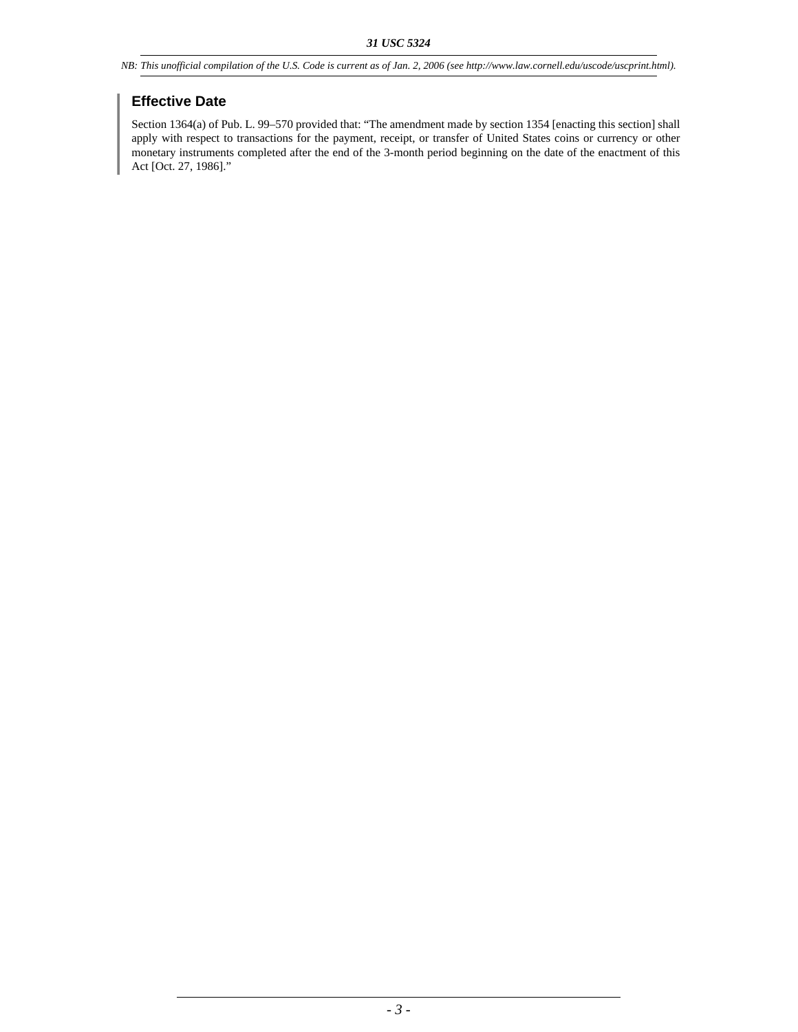## Effective Date

Section 1364(a) of Pub. L. 99–570 provided that: "The amendment made by section 1354 [enacting this section] shall apply with respect to transactions for the payment, receipt, or transfer of United States coins or currency or other monetary instruments completed after the end of the 3-month period beginning on the date of the enactment of this Act [Oct. 27, 1986]."